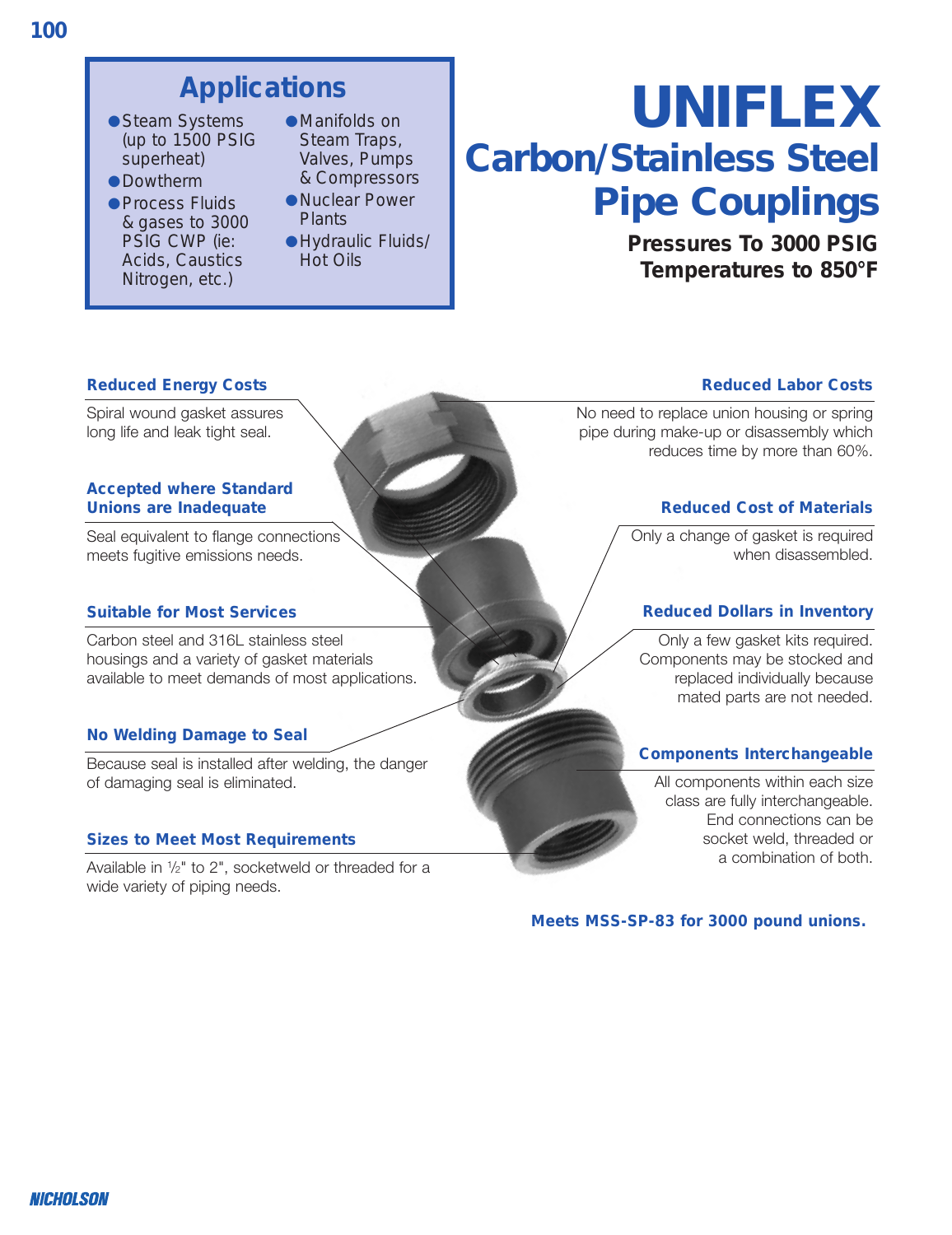# UNIFLEX

## Carbon/Stainless Steel Pipe Couplings

**Pressures To 3000 PSIG**
**Temperatures to 850°F**

## Applications

- Steam Systems (up to 1500 PSIG superheat)
- Dowtherm
- Process Fluids & gases to 3000 PSIG CWP (ie: Acids, Caustics Nitrogen, etc.)
- Manifolds on Steam Traps, Valves, Pumps & Compressors
- Nuclear Power Plants
- Hydraulic Fluids/ Hot Oils

### Reduced Energy Costs

Spiral wound gasket assures long life and leak tight seal.

### Accepted where Standard Unions are Inadequate

Seal equivalent to flange connections meets fugitive emissions needs.

### Suitable for Most Services

Carbon steel and 316L stainless steel housings and a variety of gasket materials available to meet demands of most applications.

### No Welding Damage to Seal

Because seal is installed after welding, the danger of damaging seal is eliminated.

### Sizes to Meet Most Requirements

Available in ½" to 2", socketweld or threaded for a wide variety of piping needs.

### Reduced Labor Costs

No need to replace union housing or spring pipe during make-up or disassembly which reduces time by more than 60%.

### Reduced Cost of Materials

Only a change of gasket is required when disassembled.

### Reduced Dollars in Inventory

Only a few gasket kits required. Components may be stocked and replaced individually because mated parts are not needed.

### Components Interchangeable

All components within each size class are fully interchangeable. End connections can be socket weld, threaded or a combination of both.

**Meets MSS-SP-83 for 3000 pound unions.**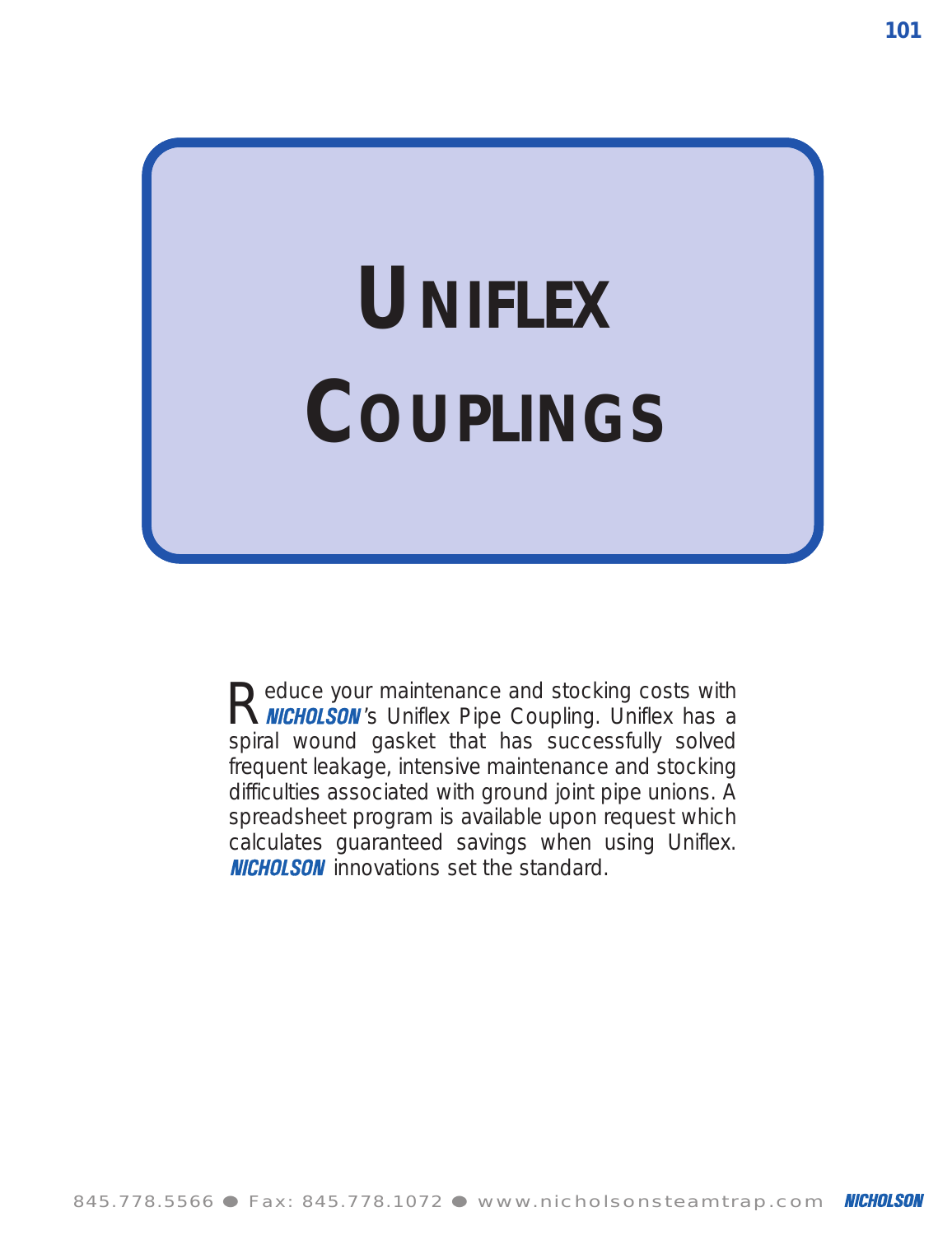# UNIFLEX COUPLINGS

Reduce your maintenance and stocking costs with **NICHOLSON**'s Uniflex Pipe Coupling. Uniflex has a spiral wound gasket that has successfully solved frequent leakage, intensive maintenance and stocking difficulties associated with ground joint pipe unions. A spreadsheet program is available upon request which calculates guaranteed savings when using Uniflex. **NICHOLSON** innovations set the standard.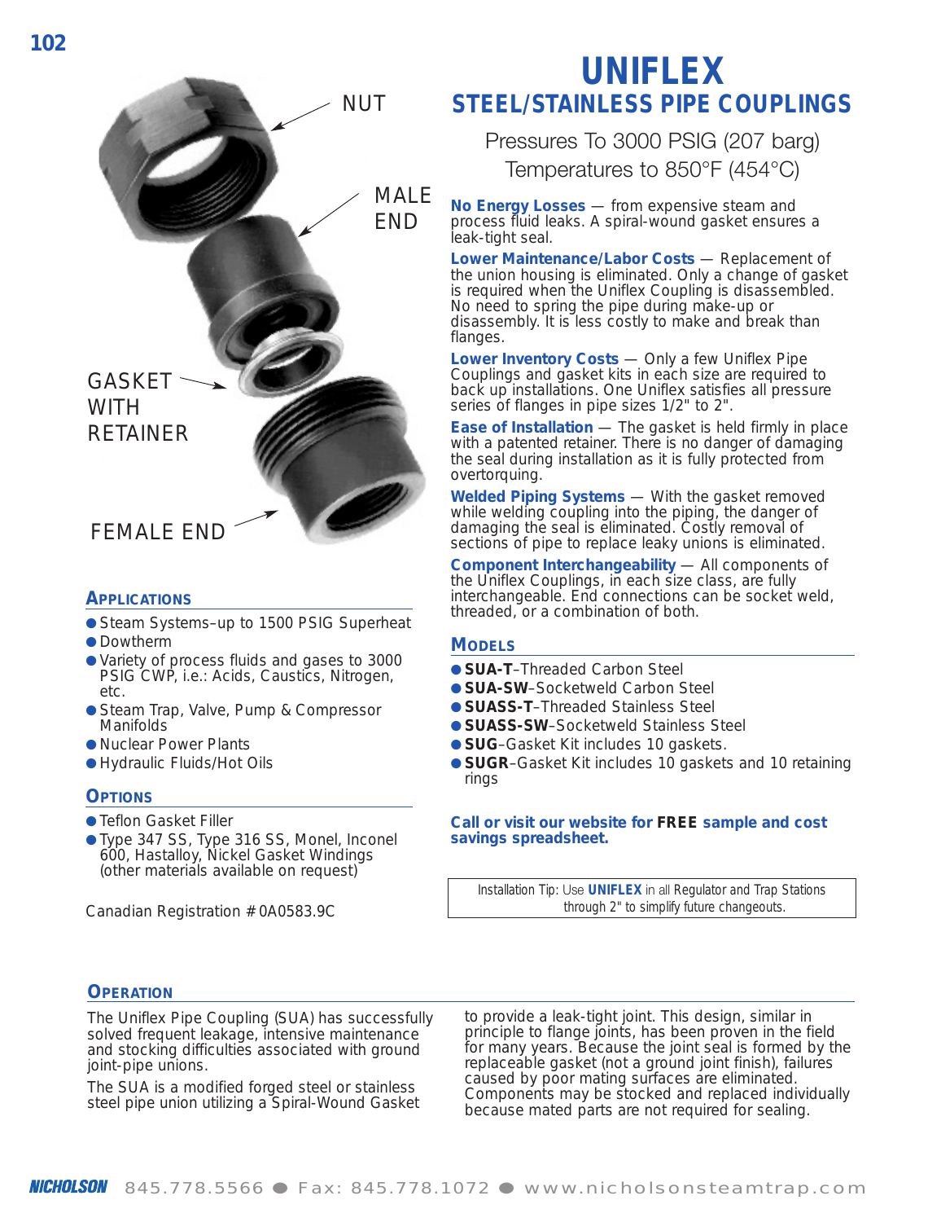NUT

MALE END

GASKET WITH RETAINER

FEMALE END

# UNIFLEX

## STEEL/STAINLESS PIPE COUPLINGS

Pressures To 3000 PSIG (207 barg)
Temperatures to 850°F (454°C)

**No Energy Losses** — from expensive steam and process fluid leaks. A spiral-wound gasket ensures a leak-tight seal.

**Lower Maintenance/Labor Costs** — Replacement of the union housing is eliminated. Only a change of gasket is required when the Uniflex Coupling is disassembled. No need to spring the pipe during make-up or disassembly. It is less costly to make and break than flanges.

**Lower Inventory Costs** — Only a few Uniflex Pipe Couplings and gasket kits in each size are required to back up installations. One Uniflex satisfies all pressure series of flanges in pipe sizes 1/2" to 2".

**Ease of Installation** — The gasket is held firmly in place with a patented retainer. There is no danger of damaging the seal during installation as it is fully protected from overtorquing.

**Welded Piping Systems** — With the gasket removed while welding coupling into the piping, the danger of damaging the seal is eliminated. Costly removal of sections of pipe to replace leaky unions is eliminated.

**Component Interchangeability** — All components of the Uniflex Couplings, in each size class, are fully interchangeable. End connections can be socket weld, threaded, or a combination of both.

### APPLICATIONS

- Steam Systems–up to 1500 PSIG Superheat
- Dowtherm
- Variety of process fluids and gases to 3000 PSIG CWP, i.e.: Acids, Caustics, Nitrogen, etc.
- Steam Trap, Valve, Pump & Compressor Manifolds
- Nuclear Power Plants
- Hydraulic Fluids/Hot Oils

### OPTIONS

- Teflon Gasket Filler
- Type 347 SS, Type 316 SS, Monel, Inconel 600, Hastalloy, Nickel Gasket Windings (other materials available on request)

Canadian Registration # 0A0583.9C

### MODELS

- **SUA-T**–Threaded Carbon Steel
- **SUA-SW**–Socketweld Carbon Steel
- **SUASS-T**–Threaded Stainless Steel
- **SUASS-SW**–Socketweld Stainless Steel
- **SUG**–Gasket Kit includes 10 gaskets.
- **SUGR**–Gasket Kit includes 10 gaskets and 10 retaining rings

**Call or visit our website for FREE sample and cost savings spreadsheet.**

Installation Tip: Use **UNIFLEX** in all Regulator and Trap Stations through 2" to simplify future changeouts.

### OPERATION

The Uniflex Pipe Coupling (SUA) has successfully solved frequent leakage, intensive maintenance and stocking difficulties associated with ground joint-pipe unions.

The SUA is a modified forged steel or stainless steel pipe union utilizing a Spiral-Wound Gasket to provide a leak-tight joint. This design, similar in principle to flange joints, has been proven in the field for many years. Because the joint seal is formed by the replaceable gasket (not a ground joint finish), failures caused by poor mating surfaces are eliminated. Components may be stocked and replaced individually because mated parts are not required for sealing.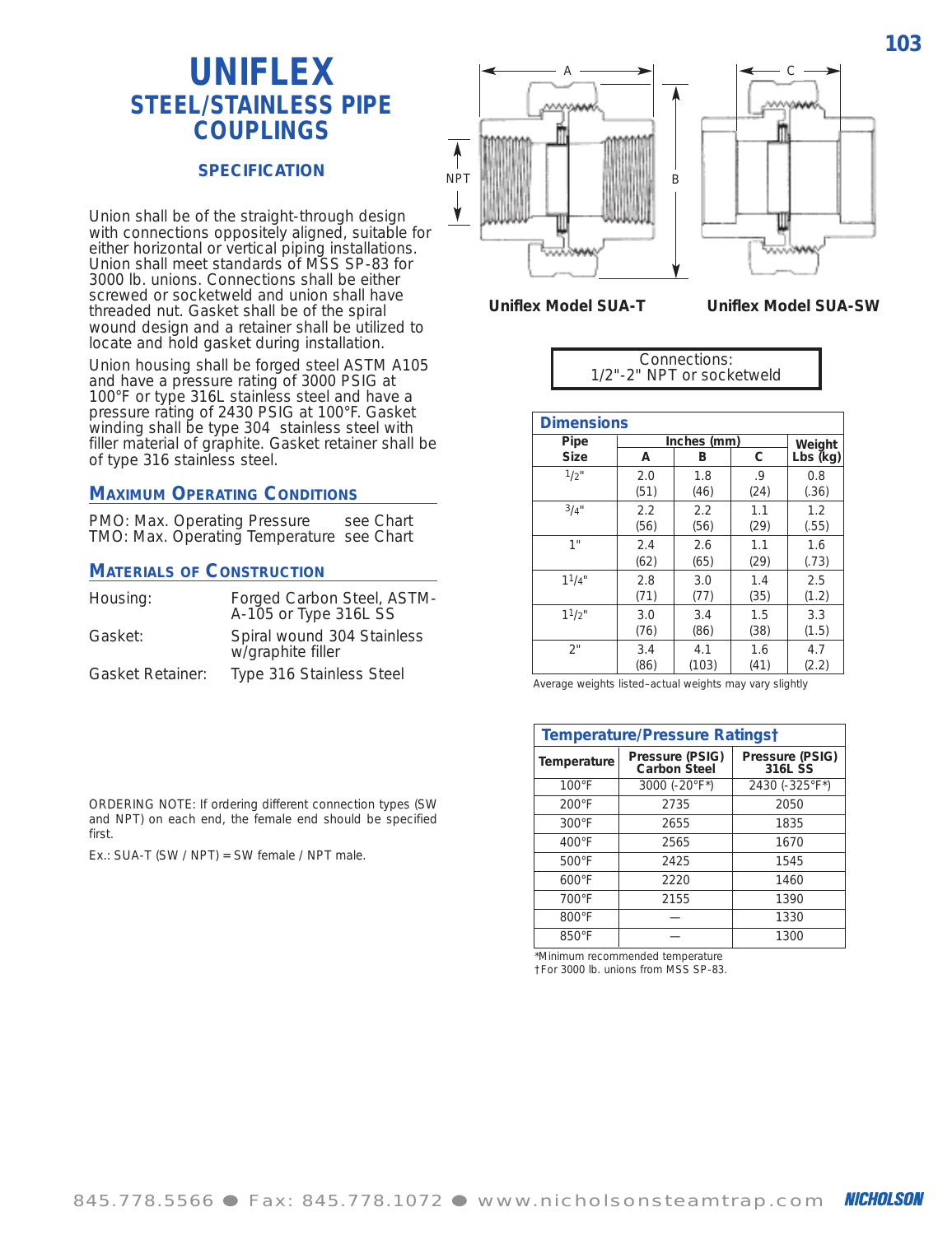# UNIFLEX
## STEEL/STAINLESS PIPE COUPLINGS

### SPECIFICATION

Union shall be of the straight-through design with connections oppositely aligned, suitable for either horizontal or vertical piping installations. Union shall meet standards of MSS SP-83 for 3000 lb. unions. Connections shall be either screwed or socketweld and union shall have threaded nut. Gasket shall be of the spiral wound design and a retainer shall be utilized to locate and hold gasket during installation.

Union housing shall be forged steel ASTM A105 and have a pressure rating of 3000 PSIG at 100°F or type 316L stainless steel and have a pressure rating of 2430 PSIG at 100°F. Gasket winding shall be type 304 stainless steel with filler material of graphite. Gasket retainer shall be of type 316 stainless steel.

### MAXIMUM OPERATING CONDITIONS

PMO: Max. Operating Pressure see Chart
TMO: Max. Operating Temperature see Chart

### MATERIALS OF CONSTRUCTION

| | |
|---|---|
| Housing: | Forged Carbon Steel, ASTM-A-105 or Type 316L SS |
| Gasket: | Spiral wound 304 Stainless w/graphite filler |
| Gasket Retainer: | Type 316 Stainless Steel |

ORDERING NOTE: If ordering different connection types (SW and NPT) on each end, the female end should be specified first.

Ex.: SUA-T (SW / NPT) = SW female / NPT male.

A
C
NPT
B

Uniflex Model SUA-T

Uniflex Model SUA-SW

Connections:
1/2"-2" NPT or socketweld

**Dimensions**

| Pipe Size | Inches (mm) | | | Weight Lbs (kg) |
|---|---|---|---|---|
| | A | B | C | |
| 1/2" | 2.0 (51) | 1.8 (46) | .9 (24) | 0.8 (.36) |
| 3/4" | 2.2 (56) | 2.2 (56) | 1.1 (29) | 1.2 (.55) |
| 1" | 2.4 (62) | 2.6 (65) | 1.1 (29) | 1.6 (.73) |
| 1 1/4" | 2.8 (71) | 3.0 (77) | 1.4 (35) | 2.5 (1.2) |
| 1 1/2" | 3.0 (76) | 3.4 (86) | 1.5 (38) | 3.3 (1.5) |
| 2" | 3.4 (86) | 4.1 (103) | 1.6 (41) | 4.7 (2.2) |

Average weights listed–actual weights may vary slightly

**Temperature/Pressure Ratings†**

| Temperature | Pressure (PSIG) Carbon Steel | Pressure (PSIG) 316L SS |
|---|---|---|
| 100°F | 3000 (-20°F*) | 2430 (-325°F*) |
| 200°F | 2735 | 2050 |
| 300°F | 2655 | 1835 |
| 400°F | 2565 | 1670 |
| 500°F | 2425 | 1545 |
| 600°F | 2220 | 1460 |
| 700°F | 2155 | 1390 |
| 800°F | — | 1330 |
| 850°F | — | 1300 |

*Minimum recommended temperature
†For 3000 lb. unions from MSS SP-83.